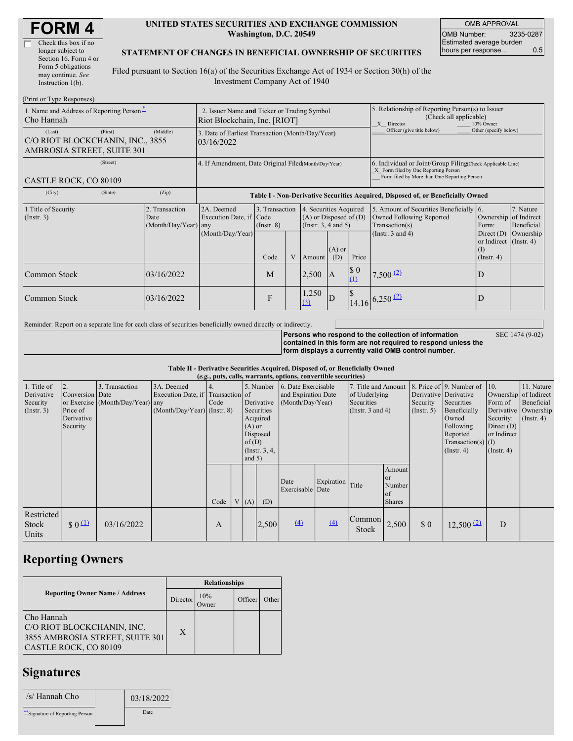# FORM 4

☐ Check this box if no longer subject to Section 16. Form 4 or Form 5 obligations may continue. *See* Instruction 1(b).

**UNITED STATES SECURITIES AND EXCHANGE COMMISSION**
**Washington, D.C. 20549**

**STATEMENT OF CHANGES IN BENEFICIAL OWNERSHIP OF SECURITIES**

Filed pursuant to Section 16(a) of the Securities Exchange Act of 1934 or Section 30(h) of the Investment Company Act of 1940

| OMB APPROVAL | |
|---|---|
| OMB Number: | 3235-0287 |
| Estimated average burden hours per response... | 0.5 |

(Print or Type Responses)

| | | |
|---|---|---|
| 1. Name and Address of Reporting Person * Cho Hannah | 2. Issuer Name and Ticker or Trading Symbol Riot Blockchain, Inc. [RIOT] | 5. Relationship of Reporting Person(s) to Issuer (Check all applicable) _X_ Director ___ 10% Owner ___ Officer (give title below) ___ Other (specify below) |
| (Last) (First) (Middle) C/O RIOT BLOCKCHANIN, INC., 3855 AMBROSIA STREET, SUITE 301 | 3. Date of Earliest Transaction (Month/Day/Year) 03/16/2022 | |
| (Street) CASTLE ROCK, CO 80109 | 4. If Amendment, Date Original Filed (Month/Day/Year) | 6. Individual or Joint/Group Filing (Check Applicable Line) _X_ Form filed by One Reporting Person ___ Form filed by More than One Reporting Person |
| (City) (State) (Zip) | | |

**Table I - Non-Derivative Securities Acquired, Disposed of, or Beneficially Owned**

| 1.Title of Security (Instr. 3) | 2. Transaction Date (Month/Day/Year) | 2A. Deemed Execution Date, if any (Month/Day/Year) | 3. Transaction Code (Instr. 8) Code | V | 4. Securities Acquired (A) or Disposed of (D) (Instr. 3, 4 and 5) Amount | (A) or (D) | Price | 5. Amount of Securities Beneficially Owned Following Reported Transaction(s) (Instr. 3 and 4) | 6. Ownership Form: Direct (D) or Indirect (I) (Instr. 4) | 7. Nature of Indirect Beneficial Ownership (Instr. 4) |
|---|---|---|---|---|---|---|---|---|---|---|
| Common Stock | 03/16/2022 | | M | | 2,500 | A | $ 0 (1) | 7,500 (2) | D | |
| Common Stock | 03/16/2022 | | F | | 1,250 (3) | D | $ 14.16 | 6,250 (2) | D | |

Reminder: Report on a separate line for each class of securities beneficially owned directly or indirectly.

**Persons who respond to the collection of information contained in this form are not required to respond unless the form displays a currently valid OMB control number.** SEC 1474 (9-02)

**Table II - Derivative Securities Acquired, Disposed of, or Beneficially Owned**
**(*e.g.*, puts, calls, warrants, options, convertible securities)**

| 1. Title of Derivative Security (Instr. 3) | 2. Conversion or Exercise Price of Derivative Security | 3. Transaction Date (Month/Day/Year) | 3A. Deemed Execution Date, if any (Month/Day/Year) | 4. Transaction Code (Instr. 8) Code | V | 5. Number of Derivative Securities Acquired (A) or Disposed of (D) (Instr. 3, 4, and 5) (A) | (D) | 6. Date Exercisable and Expiration Date (Month/Day/Year) Date Exercisable | Expiration Date | 7. Title and Amount of Underlying Securities (Instr. 3 and 4) Title | Amount or Number of Shares | 8. Price of Derivative Security (Instr. 5) | 9. Number of Derivative Securities Beneficially Owned Following Reported Transaction(s) (Instr. 4) | 10. Ownership Form of Derivative Security: Direct (D) or Indirect (I) (Instr. 4) | 11. Nature of Indirect Beneficial Ownership (Instr. 4) |
|---|---|---|---|---|---|---|---|---|---|---|---|---|---|---|---|
| Restricted Stock Units | $ 0 (1) | 03/16/2022 | | A | | | 2,500 | (4) | (4) | Common Stock | 2,500 | $ 0 | 12,500 (2) | D | |

## Reporting Owners

| Reporting Owner Name / Address | Relationships Director | 10% Owner | Officer | Other |
|---|---|---|---|---|
| Cho Hannah C/O RIOT BLOCKCHANIN, INC. 3855 AMBROSIA STREET, SUITE 301 CASTLE ROCK, CO 80109 | X | | | |

## Signatures

| | |
|---|---|
| /s/ Hannah Cho | 03/18/2022 |
| **Signature of Reporting Person | Date |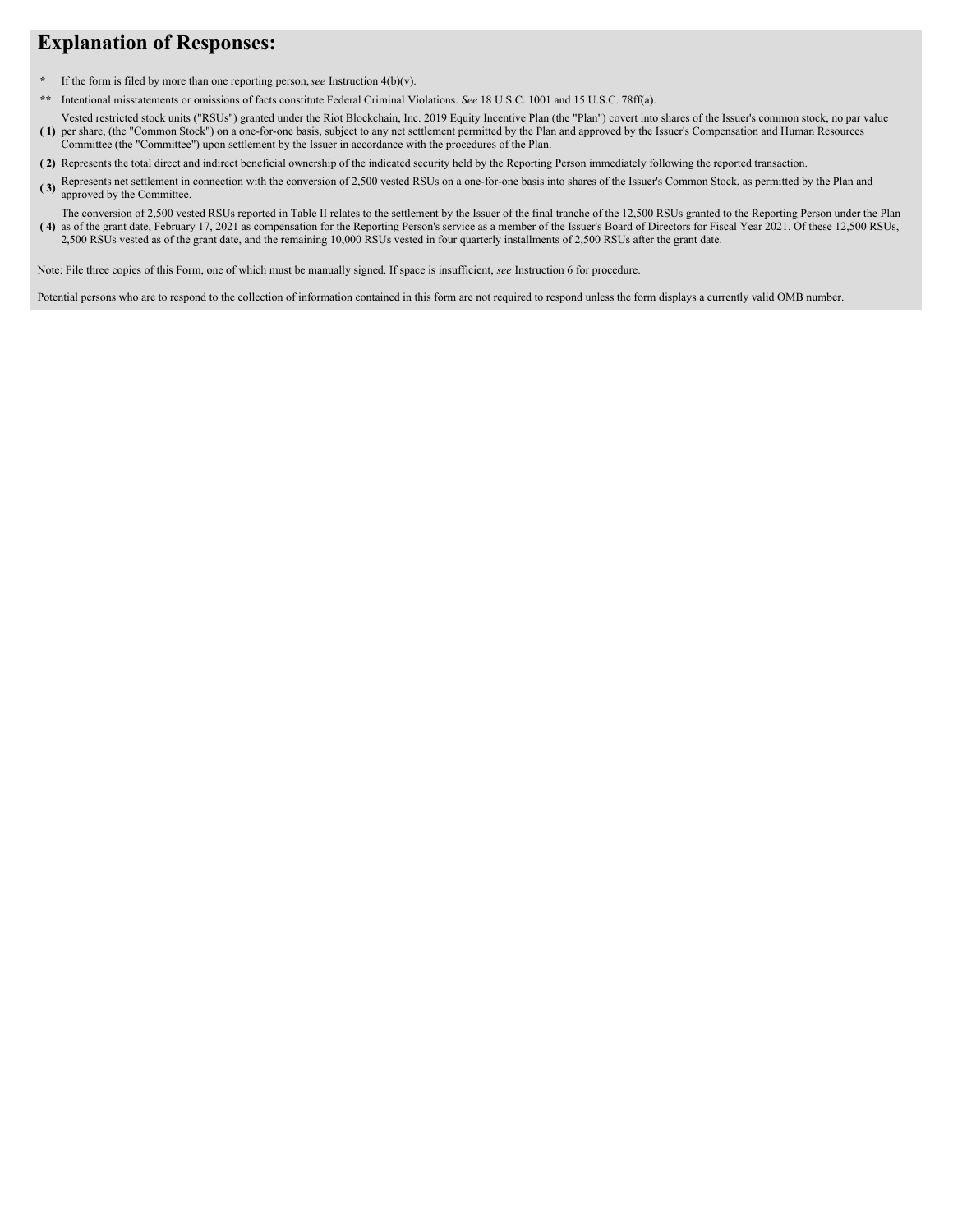## Explanation of Responses:

- \* If the form is filed by more than one reporting person, *see* Instruction 4(b)(v).
- \*\* Intentional misstatements or omissions of facts constitute Federal Criminal Violations. *See* 18 U.S.C. 1001 and 15 U.S.C. 78ff(a).

**( 1)** Vested restricted stock units ("RSUs") granted under the Riot Blockchain, Inc. 2019 Equity Incentive Plan (the "Plan") covert into shares of the Issuer's common stock, no par value per share, (the "Common Stock") on a one-for-one basis, subject to any net settlement permitted by the Plan and approved by the Issuer's Compensation and Human Resources Committee (the "Committee") upon settlement by the Issuer in accordance with the procedures of the Plan.

**( 2)** Represents the total direct and indirect beneficial ownership of the indicated security held by the Reporting Person immediately following the reported transaction.

**( 3)** Represents net settlement in connection with the conversion of 2,500 vested RSUs on a one-for-one basis into shares of the Issuer's Common Stock, as permitted by the Plan and approved by the Committee.

**( 4)** The conversion of 2,500 vested RSUs reported in Table II relates to the settlement by the Issuer of the final tranche of the 12,500 RSUs granted to the Reporting Person under the Plan as of the grant date, February 17, 2021 as compensation for the Reporting Person's service as a member of the Issuer's Board of Directors for Fiscal Year 2021. Of these 12,500 RSUs, 2,500 RSUs vested as of the grant date, and the remaining 10,000 RSUs vested in four quarterly installments of 2,500 RSUs after the grant date.

Note: File three copies of this Form, one of which must be manually signed. If space is insufficient, *see* Instruction 6 for procedure.

Potential persons who are to respond to the collection of information contained in this form are not required to respond unless the form displays a currently valid OMB number.